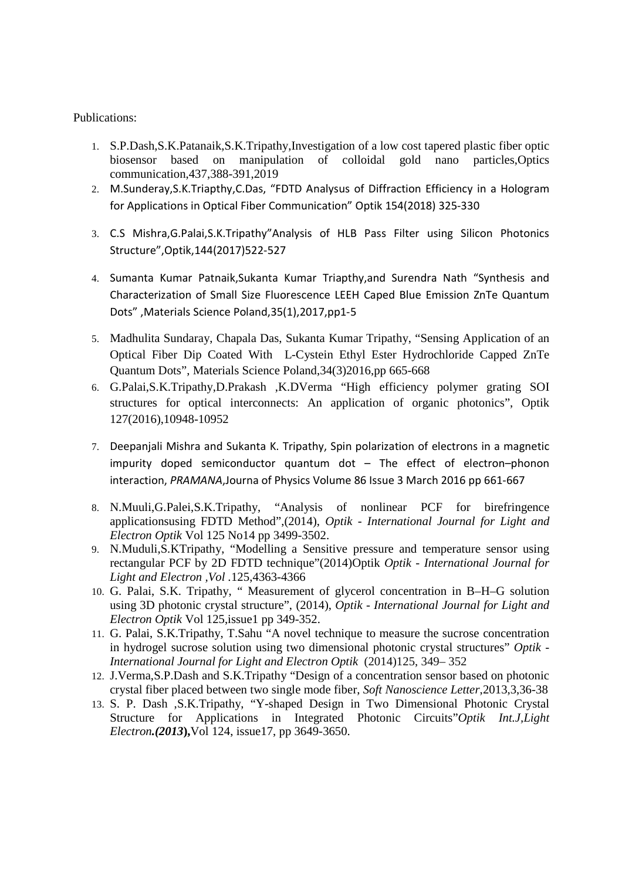Publications:

1. S.P.Dash,S.K.Patanaik,S.K.Tripathy,Investigation of a low cost tapered plastic fiber optic biosensor based on manipulation of colloidal gold nano particles,Optics communication,437,388-391,2019
2. M.Sunderay,S.K.Triapthy,C.Das, "FDTD Analysus of Diffraction Efficiency in a Hologram for Applications in Optical Fiber Communication" Optik 154(2018) 325-330
3. C.S Mishra,G.Palai,S.K.Tripathy"Analysis of HLB Pass Filter using Silicon Photonics Structure",Optik,144(2017)522-527
4. Sumanta Kumar Patnaik,Sukanta Kumar Triapthy,and Surendra Nath "Synthesis and Characterization of Small Size Fluorescence LEEH Caped Blue Emission ZnTe Quantum Dots" ,Materials Science Poland,35(1),2017,pp1-5
5. Madhulita Sundaray, Chapala Das, Sukanta Kumar Tripathy, "Sensing Application of an Optical Fiber Dip Coated With L-Cystein Ethyl Ester Hydrochloride Capped ZnTe Quantum Dots", Materials Science Poland,34(3)2016,pp 665-668
6. G.Palai,S.K.Tripathy,D.Prakash ,K.DVerma "High efficiency polymer grating SOI structures for optical interconnects: An application of organic photonics", Optik 127(2016),10948-10952
7. Deepanjali Mishra and Sukanta K. Tripathy, Spin polarization of electrons in a magnetic impurity doped semiconductor quantum dot – The effect of electron–phonon interaction, *PRAMANA*,Journa of Physics Volume 86 Issue 3 March 2016 pp 661-667
8. N.Muuli,G.Palei,S.K.Tripathy, "Analysis of nonlinear PCF for birefringence applicationsusing FDTD Method",(2014), *Optik - International Journal for Light and Electron Optik* Vol 125 No14 pp 3499-3502.
9. N.Muduli,S.KTripathy, "Modelling a Sensitive pressure and temperature sensor using rectangular PCF by 2D FDTD technique"(2014)Optik *Optik - International Journal for Light and Electron ,Vol* .125,4363-4366
10. G. Palai, S.K. Tripathy, " Measurement of glycerol concentration in B–H–G solution using 3D photonic crystal structure", (2014), *Optik - International Journal for Light and Electron Optik* Vol 125,issue1 pp 349-352.
11. G. Palai, S.K.Tripathy, T.Sahu "A novel technique to measure the sucrose concentration in hydrogel sucrose solution using two dimensional photonic crystal structures" *Optik - International Journal for Light and Electron Optik* (2014)125, 349– 352
12. J.Verma,S.P.Dash and S.K.Tripathy "Design of a concentration sensor based on photonic crystal fiber placed between two single mode fiber, *Soft Nanoscience Letter*,2013,3,36-38
13. S. P. Dash ,S.K.Tripathy, "Y-shaped Design in Two Dimensional Photonic Crystal Structure for Applications in Integrated Photonic Circuits"*Optik Int.J,Light Electron.**(2013)**,*Vol 124, issue17, pp 3649-3650.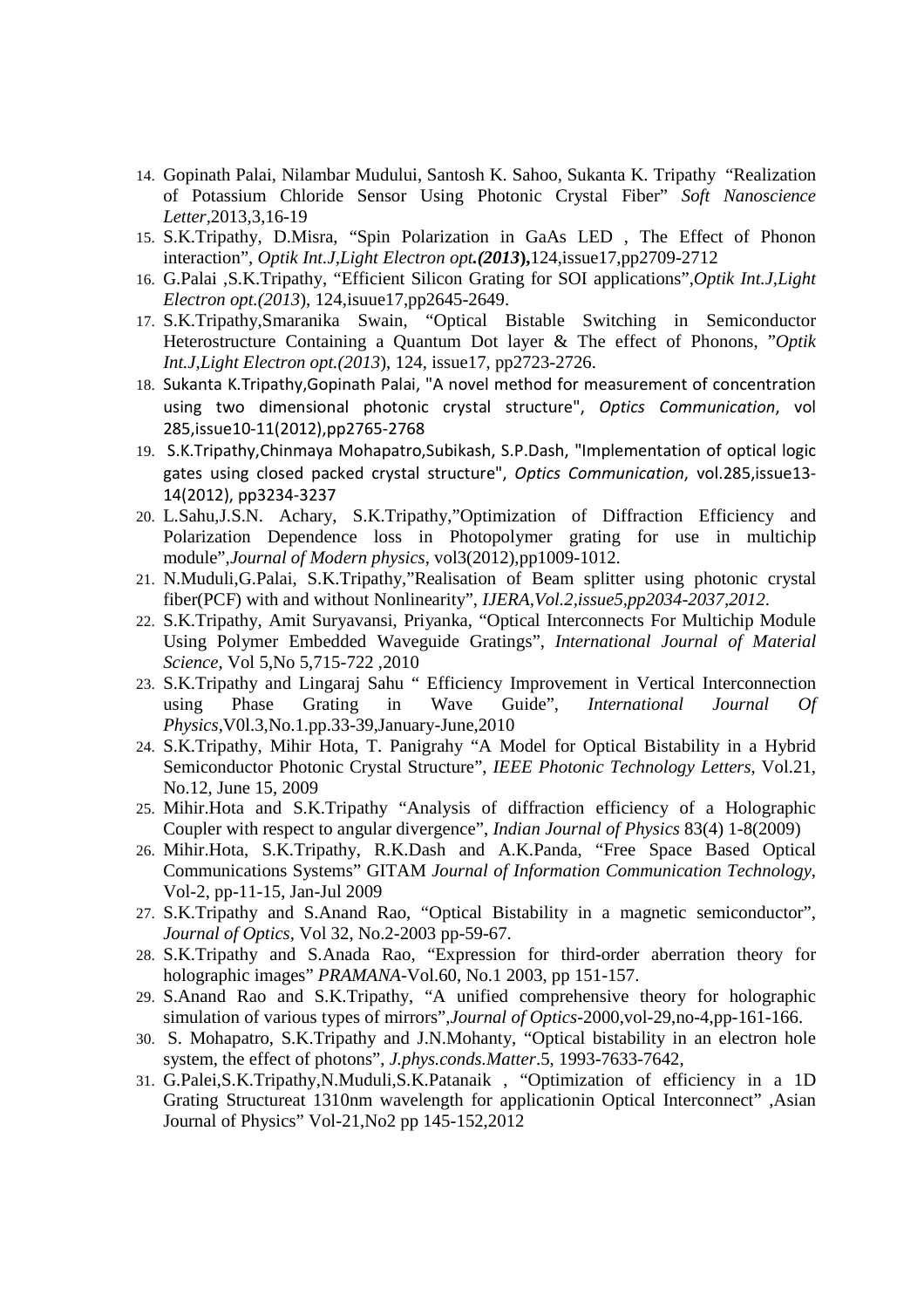14. Gopinath Palai, Nilambar Mudului, Santosh K. Sahoo, Sukanta K. Tripathy "Realization of Potassium Chloride Sensor Using Photonic Crystal Fiber" *Soft Nanoscience Letter*,2013,3,16-19
15. S.K.Tripathy, D.Misra, "Spin Polarization in GaAs LED , The Effect of Phonon interaction", *Optik Int.J,Light Electron opt.**(2013)***,124,issue17,pp2709-2712
16. G.Palai ,S.K.Tripathy, "Efficient Silicon Grating for SOI applications",*Optik Int.J,Light Electron opt.(2013*), 124,isuue17,pp2645-2649.
17. S.K.Tripathy,Smaranika Swain, "Optical Bistable Switching in Semiconductor Heterostructure Containing a Quantum Dot layer & The effect of Phonons, "*Optik Int.J,Light Electron opt.(2013*), 124, issue17, pp2723-2726.
18. Sukanta K.Tripathy,Gopinath Palai, "A novel method for measurement of concentration using two dimensional photonic crystal structure", *Optics Communication*, vol 285,issue10-11(2012),pp2765-2768
19. S.K.Tripathy,Chinmaya Mohapatro,Subikash, S.P.Dash, "Implementation of optical logic gates using closed packed crystal structure", *Optics Communication*, vol.285,issue13-14(2012), pp3234-3237
20. L.Sahu,J.S.N. Achary, S.K.Tripathy,"Optimization of Diffraction Efficiency and Polarization Dependence loss in Photopolymer grating for use in multichip module",*Journal of Modern physics*, vol3(2012),pp1009-1012.
21. N.Muduli,G.Palai, S.K.Tripathy,"Realisation of Beam splitter using photonic crystal fiber(PCF) with and without Nonlinearity", *IJERA,Vol.2,issue5,pp2034-2037,2012*.
22. S.K.Tripathy, Amit Suryavansi, Priyanka, "Optical Interconnects For Multichip Module Using Polymer Embedded Waveguide Gratings", *International Journal of Material Science*, Vol 5,No 5,715-722 ,2010
23. S.K.Tripathy and Lingaraj Sahu " Efficiency Improvement in Vertical Interconnection using Phase Grating in Wave Guide", *International Journal Of Physics*,V0l.3,No.1.pp.33-39,January-June,2010
24. S.K.Tripathy, Mihir Hota, T. Panigrahy "A Model for Optical Bistability in a Hybrid Semiconductor Photonic Crystal Structure", *IEEE Photonic Technology Letters*, Vol.21, No.12, June 15, 2009
25. Mihir.Hota and S.K.Tripathy "Analysis of diffraction efficiency of a Holographic Coupler with respect to angular divergence", *Indian Journal of Physics* 83(4) 1-8(2009)
26. Mihir.Hota, S.K.Tripathy, R.K.Dash and A.K.Panda, "Free Space Based Optical Communications Systems" GITAM *Journal of Information Communication Technology*, Vol-2, pp-11-15, Jan-Jul 2009
27. S.K.Tripathy and S.Anand Rao, "Optical Bistability in a magnetic semiconductor", *Journal of Optics*, Vol 32, No.2-2003 pp-59-67.
28. S.K.Tripathy and S.Anada Rao, "Expression for third-order aberration theory for holographic images" *PRAMANA*-Vol.60, No.1 2003, pp 151-157.
29. S.Anand Rao and S.K.Tripathy, "A unified comprehensive theory for holographic simulation of various types of mirrors",*Journal of Optics*-2000,vol-29,no-4,pp-161-166.
30. S. Mohapatro, S.K.Tripathy and J.N.Mohanty, "Optical bistability in an electron hole system, the effect of photons", *J.phys.conds.Matter*.5, 1993-7633-7642,
31. G.Palei,S.K.Tripathy,N.Muduli,S.K.Patanaik , "Optimization of efficiency in a 1D Grating Structureat 1310nm wavelength for applicationin Optical Interconnect" ,Asian Journal of Physics" Vol-21,No2 pp 145-152,2012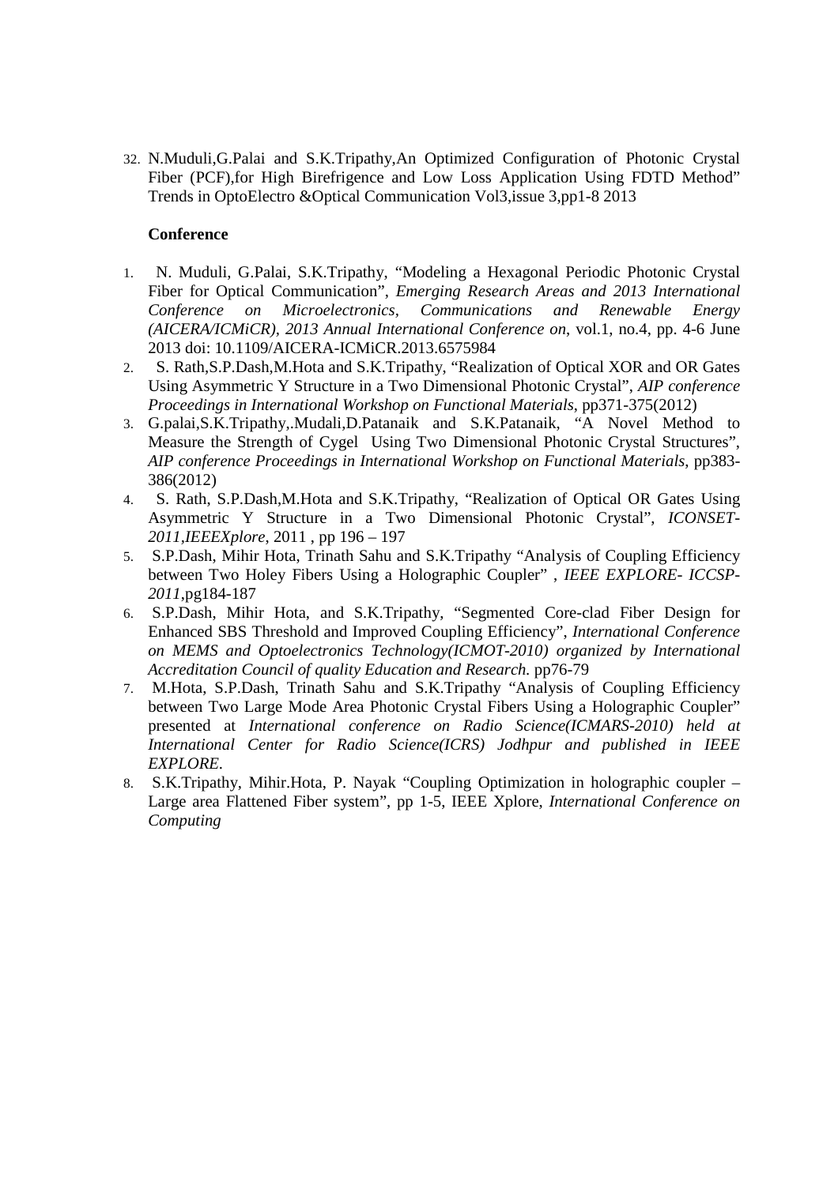32. N.Muduli,G.Palai and S.K.Tripathy,An Optimized Configuration of Photonic Crystal Fiber (PCF),for High Birefrigence and Low Loss Application Using FDTD Method" Trends in OptoElectro &Optical Communication Vol3,issue 3,pp1-8 2013

**Conference**

1. N. Muduli, G.Palai, S.K.Tripathy, "Modeling a Hexagonal Periodic Photonic Crystal Fiber for Optical Communication", *Emerging Research Areas and 2013 International Conference on Microelectronics, Communications and Renewable Energy (AICERA/ICMiCR), 2013 Annual International Conference on*, vol.1, no.4, pp. 4-6 June 2013 doi: 10.1109/AICERA-ICMiCR.2013.6575984
2. S. Rath,S.P.Dash,M.Hota and S.K.Tripathy, "Realization of Optical XOR and OR Gates Using Asymmetric Y Structure in a Two Dimensional Photonic Crystal", *AIP conference Proceedings in International Workshop on Functional Materials*, pp371-375(2012)
3. G.palai,S.K.Tripathy,.Mudali,D.Patanaik and S.K.Patanaik, "A Novel Method to Measure the Strength of Cygel Using Two Dimensional Photonic Crystal Structures", *AIP conference Proceedings in International Workshop on Functional Materials*, pp383-386(2012)
4. S. Rath, S.P.Dash,M.Hota and S.K.Tripathy, "Realization of Optical OR Gates Using Asymmetric Y Structure in a Two Dimensional Photonic Crystal", *ICONSET-2011,IEEEXplore*, 2011 , pp 196 – 197
5. S.P.Dash, Mihir Hota, Trinath Sahu and S.K.Tripathy "Analysis of Coupling Efficiency between Two Holey Fibers Using a Holographic Coupler" , *IEEE EXPLORE- ICCSP-2011*,pg184-187
6. S.P.Dash, Mihir Hota, and S.K.Tripathy, "Segmented Core-clad Fiber Design for Enhanced SBS Threshold and Improved Coupling Efficiency", *International Conference on MEMS and Optoelectronics Technology(ICMOT-2010) organized by International Accreditation Council of quality Education and Research.* pp76-79
7. M.Hota, S.P.Dash, Trinath Sahu and S.K.Tripathy "Analysis of Coupling Efficiency between Two Large Mode Area Photonic Crystal Fibers Using a Holographic Coupler" presented at *International conference on Radio Science(ICMARS-2010) held at International Center for Radio Science(ICRS) Jodhpur and published in IEEE EXPLORE.*
8. S.K.Tripathy, Mihir.Hota, P. Nayak "Coupling Optimization in holographic coupler – Large area Flattened Fiber system", pp 1-5, IEEE Xplore, *International Conference on Computing*